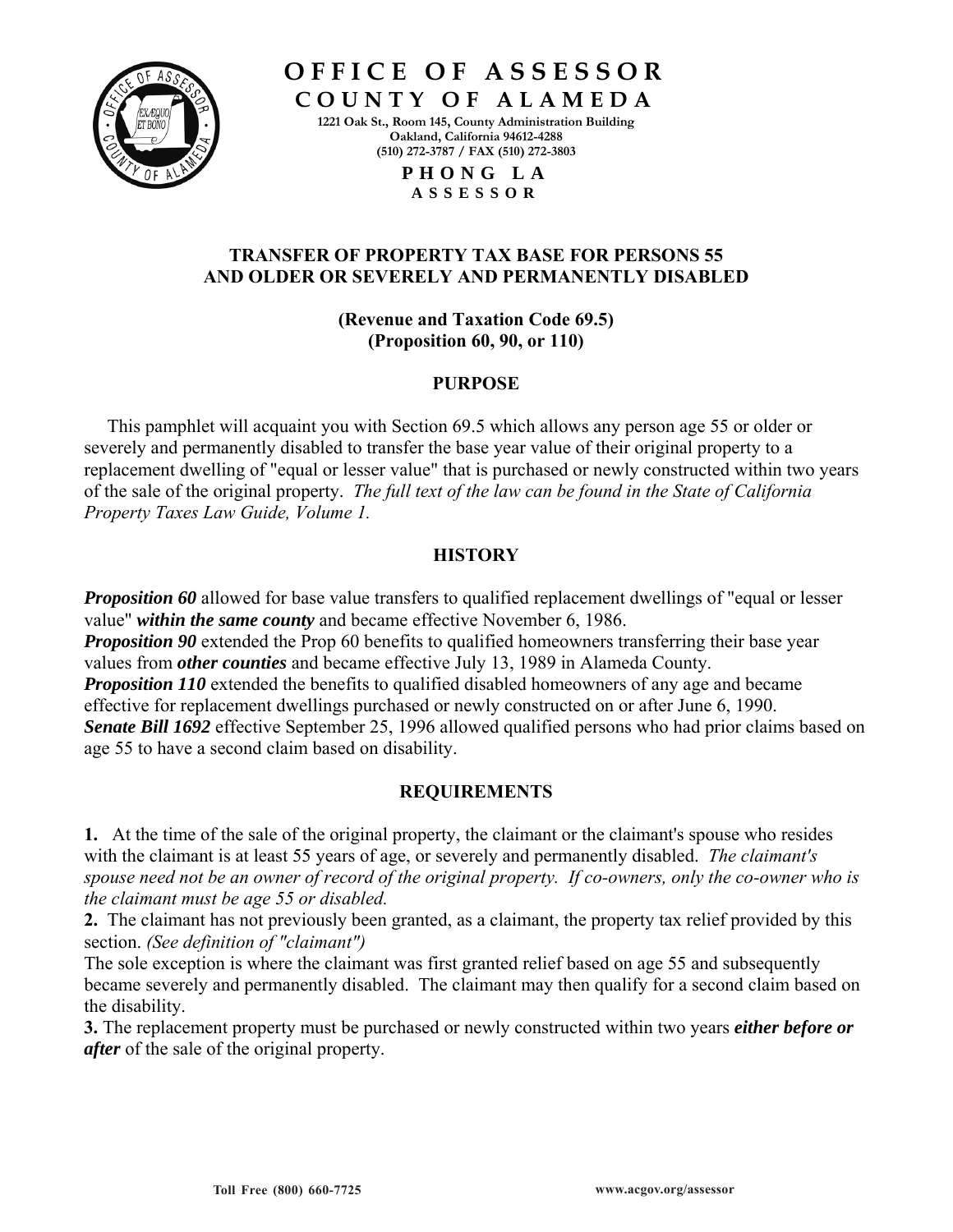# OFFICE OF ASSESSOR
## COUNTY OF ALAMEDA

1221 Oak St., Room 145, County Administration Building
Oakland, California 94612-4288
(510) 272-3787 / FAX (510) 272-3803

**PHONG LA**
**ASSESSOR**

## TRANSFER OF PROPERTY TAX BASE FOR PERSONS 55 AND OLDER OR SEVERELY AND PERMANENTLY DISABLED

**(Revenue and Taxation Code 69.5)**
**(Proposition 60, 90, or 110)**

### PURPOSE

This pamphlet will acquaint you with Section 69.5 which allows any person age 55 or older or severely and permanently disabled to transfer the base year value of their original property to a replacement dwelling of "equal or lesser value" that is purchased or newly constructed within two years of the sale of the original property. *The full text of the law can be found in the State of California Property Taxes Law Guide, Volume 1.*

### HISTORY

***Proposition 60*** allowed for base value transfers to qualified replacement dwellings of "equal or lesser value" ***within the same county*** and became effective November 6, 1986.
***Proposition 90*** extended the Prop 60 benefits to qualified homeowners transferring their base year values from ***other counties*** and became effective July 13, 1989 in Alameda County.
***Proposition 110*** extended the benefits to qualified disabled homeowners of any age and became effective for replacement dwellings purchased or newly constructed on or after June 6, 1990.
***Senate Bill 1692*** effective September 25, 1996 allowed qualified persons who had prior claims based on age 55 to have a second claim based on disability.

### REQUIREMENTS

**1.** At the time of the sale of the original property, the claimant or the claimant's spouse who resides with the claimant is at least 55 years of age, or severely and permanently disabled. *The claimant's spouse need not be an owner of record of the original property. If co-owners, only the co-owner who is the claimant must be age 55 or disabled.*
**2.** The claimant has not previously been granted, as a claimant, the property tax relief provided by this section. *(See definition of "claimant")*
The sole exception is where the claimant was first granted relief based on age 55 and subsequently became severely and permanently disabled. The claimant may then qualify for a second claim based on the disability.
**3.** The replacement property must be purchased or newly constructed within two years ***either before or after*** of the sale of the original property.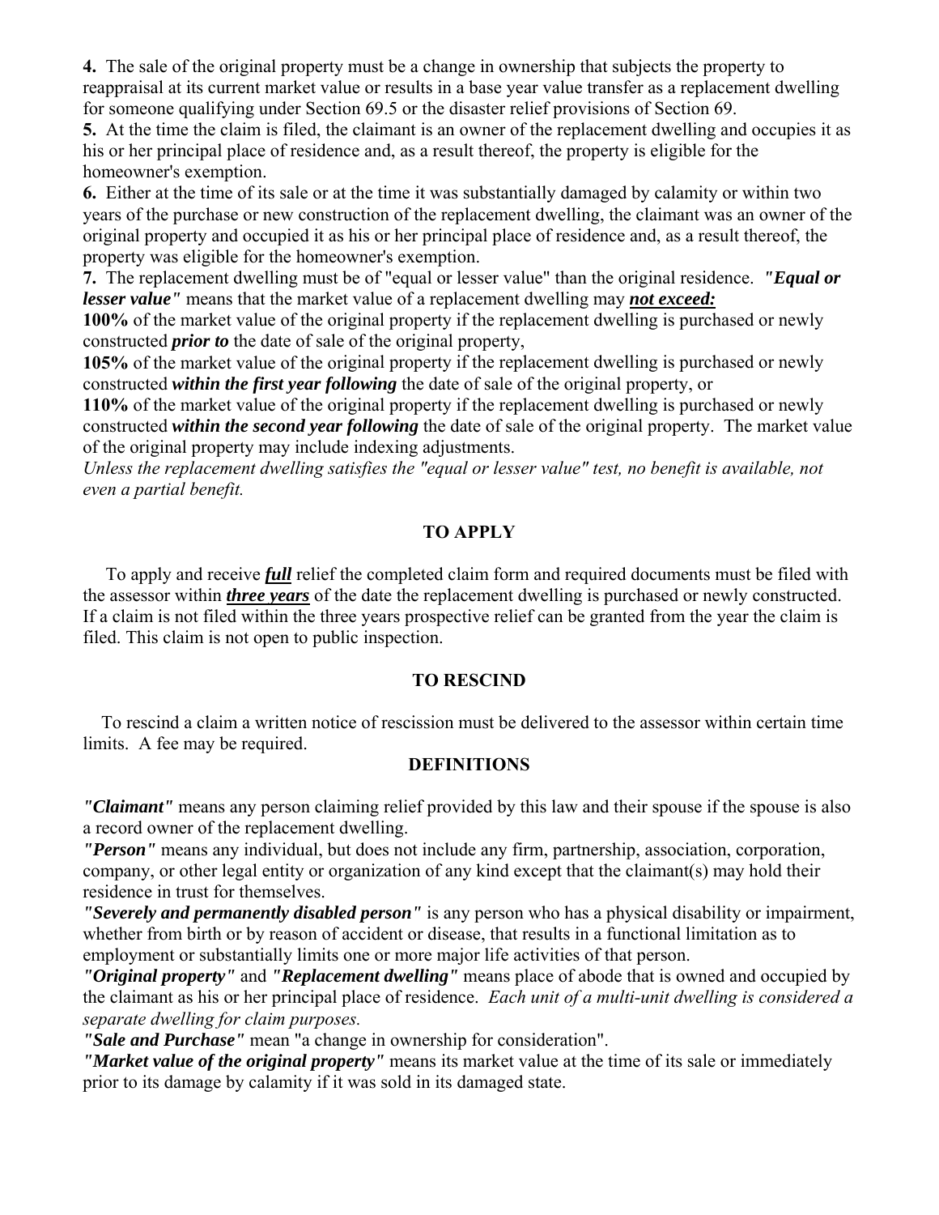**4.** The sale of the original property must be a change in ownership that subjects the property to reappraisal at its current market value or results in a base year value transfer as a replacement dwelling for someone qualifying under Section 69.5 or the disaster relief provisions of Section 69.

**5.** At the time the claim is filed, the claimant is an owner of the replacement dwelling and occupies it as his or her principal place of residence and, as a result thereof, the property is eligible for the homeowner's exemption.

**6.** Either at the time of its sale or at the time it was substantially damaged by calamity or within two years of the purchase or new construction of the replacement dwelling, the claimant was an owner of the original property and occupied it as his or her principal place of residence and, as a result thereof, the property was eligible for the homeowner's exemption.

**7.** The replacement dwelling must be of "equal or lesser value" than the original residence. ***"Equal or lesser value"*** means that the market value of a replacement dwelling may ***not exceed:***

**100%** of the market value of the original property if the replacement dwelling is purchased or newly constructed ***prior to*** the date of sale of the original property,

**105%** of the market value of the original property if the replacement dwelling is purchased or newly constructed ***within the first year following*** the date of sale of the original property, or

**110%** of the market value of the original property if the replacement dwelling is purchased or newly constructed ***within the second year following*** the date of sale of the original property. The market value of the original property may include indexing adjustments.

*Unless the replacement dwelling satisfies the "equal or lesser value" test, no benefit is available, not even a partial benefit.*

## TO APPLY

To apply and receive ***full*** relief the completed claim form and required documents must be filed with the assessor within ***three years*** of the date the replacement dwelling is purchased or newly constructed. If a claim is not filed within the three years prospective relief can be granted from the year the claim is filed. This claim is not open to public inspection.

## TO RESCIND

To rescind a claim a written notice of rescission must be delivered to the assessor within certain time limits. A fee may be required.

## DEFINITIONS

***"Claimant"*** means any person claiming relief provided by this law and their spouse if the spouse is also a record owner of the replacement dwelling.

***"Person"*** means any individual, but does not include any firm, partnership, association, corporation, company, or other legal entity or organization of any kind except that the claimant(s) may hold their residence in trust for themselves.

***"Severely and permanently disabled person"*** is any person who has a physical disability or impairment, whether from birth or by reason of accident or disease, that results in a functional limitation as to employment or substantially limits one or more major life activities of that person.

***"Original property"*** and ***"Replacement dwelling"*** means place of abode that is owned and occupied by the claimant as his or her principal place of residence. *Each unit of a multi-unit dwelling is considered a separate dwelling for claim purposes.*

***"Sale and Purchase"*** mean "a change in ownership for consideration".

***"Market value of the original property"*** means its market value at the time of its sale or immediately prior to its damage by calamity if it was sold in its damaged state.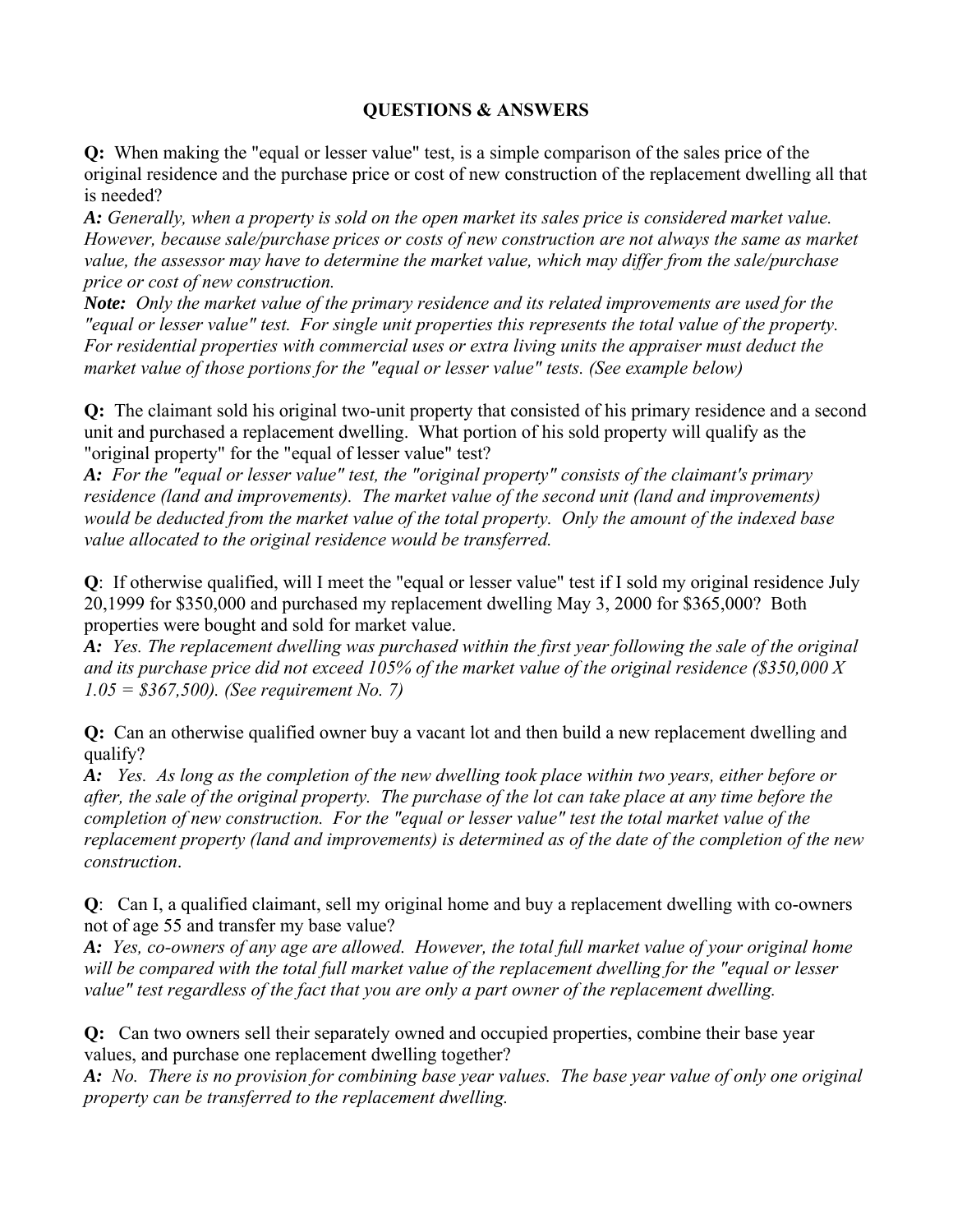## QUESTIONS & ANSWERS

**Q:** When making the "equal or lesser value" test, is a simple comparison of the sales price of the original residence and the purchase price or cost of new construction of the replacement dwelling all that is needed?

***A:*** *Generally, when a property is sold on the open market its sales price is considered market value. However, because sale/purchase prices or costs of new construction are not always the same as market value, the assessor may have to determine the market value, which may differ from the sale/purchase price or cost of new construction.*

***Note:*** *Only the market value of the primary residence and its related improvements are used for the "equal or lesser value" test. For single unit properties this represents the total value of the property. For residential properties with commercial uses or extra living units the appraiser must deduct the market value of those portions for the "equal or lesser value" tests. (See example below)*

**Q:** The claimant sold his original two-unit property that consisted of his primary residence and a second unit and purchased a replacement dwelling. What portion of his sold property will qualify as the "original property" for the "equal of lesser value" test?

***A:*** *For the "equal or lesser value" test, the "original property" consists of the claimant's primary residence (land and improvements). The market value of the second unit (land and improvements) would be deducted from the market value of the total property. Only the amount of the indexed base value allocated to the original residence would be transferred.*

**Q**: If otherwise qualified, will I meet the "equal or lesser value" test if I sold my original residence July 20,1999 for $350,000 and purchased my replacement dwelling May 3, 2000 for $365,000? Both properties were bought and sold for market value.

***A:*** *Yes. The replacement dwelling was purchased within the first year following the sale of the original and its purchase price did not exceed 105% of the market value of the original residence ($350,000 X 1.05 = $367,500). (See requirement No. 7)*

**Q:** Can an otherwise qualified owner buy a vacant lot and then build a new replacement dwelling and qualify?

***A:*** *Yes. As long as the completion of the new dwelling took place within two years, either before or after, the sale of the original property. The purchase of the lot can take place at any time before the completion of new construction. For the "equal or lesser value" test the total market value of the replacement property (land and improvements) is determined as of the date of the completion of the new construction.*

**Q**: Can I, a qualified claimant, sell my original home and buy a replacement dwelling with co-owners not of age 55 and transfer my base value?

***A:*** *Yes, co-owners of any age are allowed. However, the total full market value of your original home will be compared with the total full market value of the replacement dwelling for the "equal or lesser value" test regardless of the fact that you are only a part owner of the replacement dwelling.*

**Q:** Can two owners sell their separately owned and occupied properties, combine their base year values, and purchase one replacement dwelling together?

***A:*** *No. There is no provision for combining base year values. The base year value of only one original property can be transferred to the replacement dwelling.*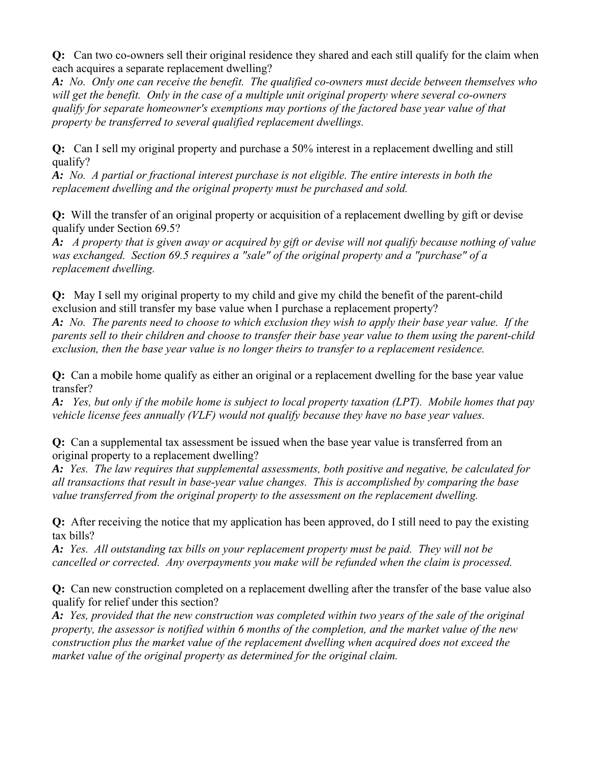**Q:** Can two co-owners sell their original residence they shared and each still qualify for the claim when each acquires a separate replacement dwelling?

***A:*** *No. Only one can receive the benefit. The qualified co-owners must decide between themselves who will get the benefit. Only in the case of a multiple unit original property where several co-owners qualify for separate homeowner's exemptions may portions of the factored base year value of that property be transferred to several qualified replacement dwellings.*

**Q:** Can I sell my original property and purchase a 50% interest in a replacement dwelling and still qualify?

***A:*** *No. A partial or fractional interest purchase is not eligible. The entire interests in both the replacement dwelling and the original property must be purchased and sold.*

**Q:** Will the transfer of an original property or acquisition of a replacement dwelling by gift or devise qualify under Section 69.5?

***A:*** *A property that is given away or acquired by gift or devise will not qualify because nothing of value was exchanged. Section 69.5 requires a "sale" of the original property and a "purchase" of a replacement dwelling.*

**Q:** May I sell my original property to my child and give my child the benefit of the parent-child exclusion and still transfer my base value when I purchase a replacement property?

***A:*** *No. The parents need to choose to which exclusion they wish to apply their base year value. If the parents sell to their children and choose to transfer their base year value to them using the parent-child exclusion, then the base year value is no longer theirs to transfer to a replacement residence.*

**Q:** Can a mobile home qualify as either an original or a replacement dwelling for the base year value transfer?

***A:*** *Yes, but only if the mobile home is subject to local property taxation (LPT). Mobile homes that pay vehicle license fees annually (VLF) would not qualify because they have no base year values.*

**Q:** Can a supplemental tax assessment be issued when the base year value is transferred from an original property to a replacement dwelling?

***A:*** *Yes. The law requires that supplemental assessments, both positive and negative, be calculated for all transactions that result in base-year value changes. This is accomplished by comparing the base value transferred from the original property to the assessment on the replacement dwelling.*

**Q:** After receiving the notice that my application has been approved, do I still need to pay the existing tax bills?

***A:*** *Yes. All outstanding tax bills on your replacement property must be paid. They will not be cancelled or corrected. Any overpayments you make will be refunded when the claim is processed.*

**Q:** Can new construction completed on a replacement dwelling after the transfer of the base value also qualify for relief under this section?

***A:*** *Yes, provided that the new construction was completed within two years of the sale of the original property, the assessor is notified within 6 months of the completion, and the market value of the new construction plus the market value of the replacement dwelling when acquired does not exceed the market value of the original property as determined for the original claim.*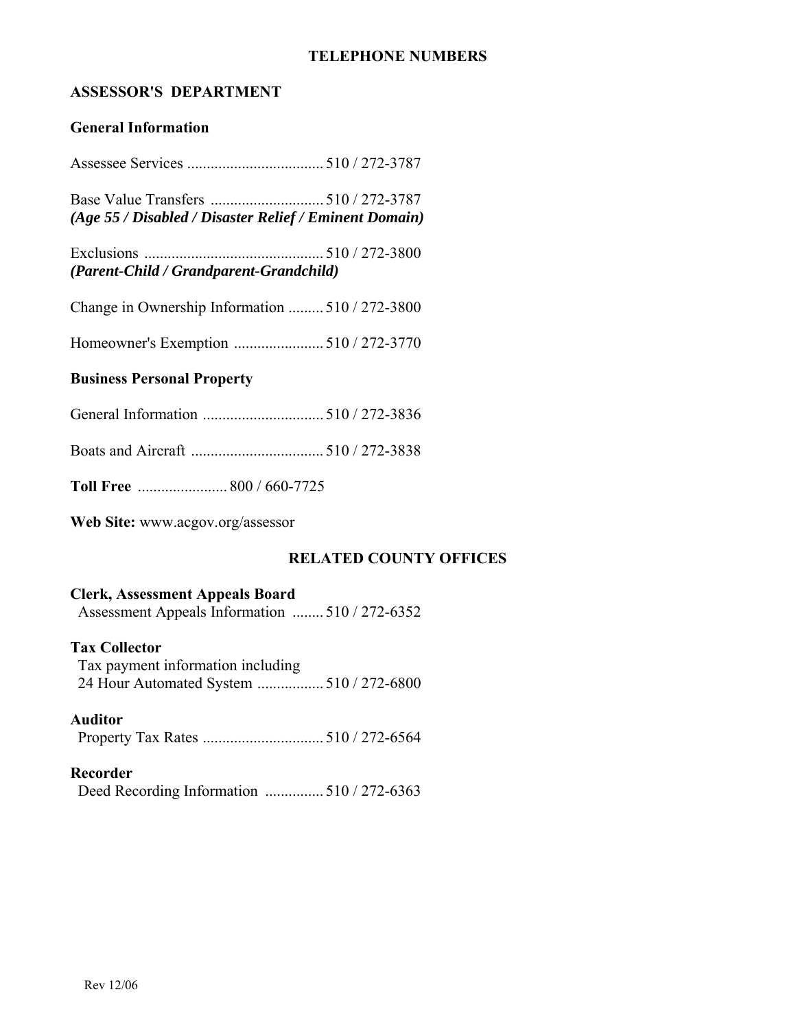## TELEPHONE NUMBERS

### ASSESSOR'S DEPARTMENT

**General Information**

Assessee Services ................................... 510 / 272-3787

Base Value Transfers ............................ 510 / 272-3787
***(Age 55 / Disabled / Disaster Relief / Eminent Domain)***

Exclusions ............................................. 510 / 272-3800
***(Parent-Child / Grandparent-Grandchild)***

Change in Ownership Information ......... 510 / 272-3800

Homeowner's Exemption ....................... 510 / 272-3770

**Business Personal Property**

General Information ............................... 510 / 272-3836

Boats and Aircraft .................................. 510 / 272-3838

**Toll Free** ....................... 800 / 660-7725

**Web Site:** www.acgov.org/assessor

## RELATED COUNTY OFFICES

**Clerk, Assessment Appeals Board**
Assessment Appeals Information ........ 510 / 272-6352

**Tax Collector**
Tax payment information including
24 Hour Automated System ................. 510 / 272-6800

**Auditor**
Property Tax Rates ............................... 510 / 272-6564

**Recorder**
Deed Recording Information ............... 510 / 272-6363

Rev 12/06